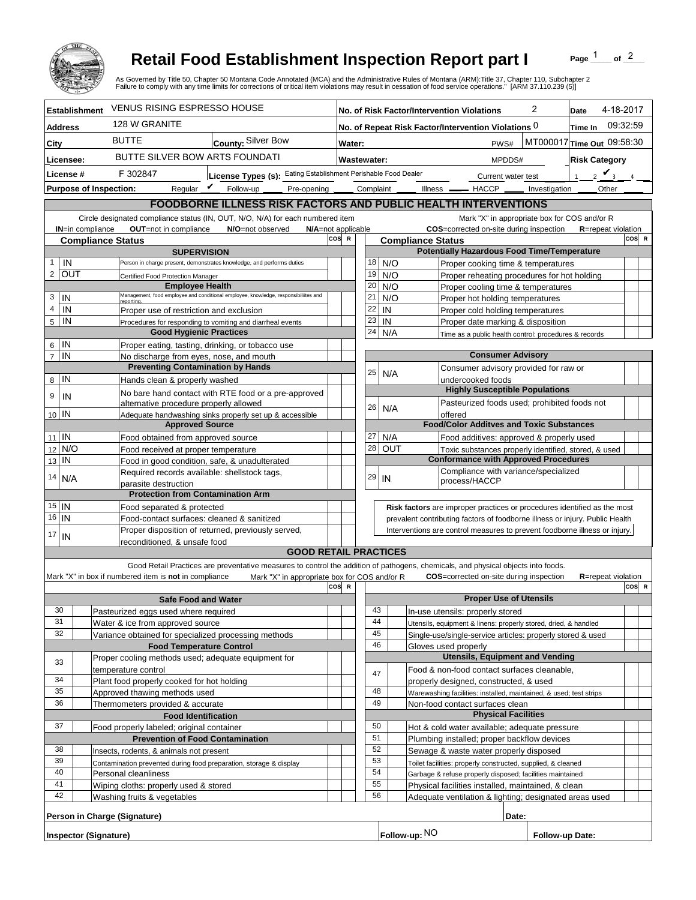# Retail Food Establishment Inspection Report part I

As Governed by Title 50, Chapter 50 Montana Code Annotated (MCA) and the Administrative Rules of Montana (ARM):Title 37, Chapter 110, Subchapter 2
Failure to comply with any time limits for corrections of critical item violations may result in cessation of food service operations." [ARM 37.110.239 (5)]

| | | | |
|---|---|---|---|
| **Establishment** VENUS RISING ESPRESSO HOUSE | | **No. of Risk Factor/Intervention Violations** 2 | **Date** 4-18-2017 |
| **Address** 128 W GRANITE | | **No. of Repeat Risk Factor/Intervention Violations** 0 | **Time In** 09:32:59 |
| **City** BUTTE | **County:** Silver Bow | **Water:** PWS# MT000017 | **Time Out** 09:58:30 |
| **Licensee:** BUTTE SILVER BOW ARTS FOUNDATI | | **Wastewater:** MPDDS# | **Risk Category** |
| **License #** F 302847 | **License Types (s):** Eating Establishment Perishable Food Dealer | Current water test | 1 __ 2 __ 3 ✔ 4 __ |
| **Purpose of Inspection:** Regular ✔ Follow-up ___ Pre-opening ___ Complaint ___ Illness ___ HACCP ___ Investigation ___ Other ___ | | | |

## FOODBORNE ILLNESS RISK FACTORS AND PUBLIC HEALTH INTERVENTIONS

Circle designated compliance status (IN, OUT, N/O, N/A) for each numbered item — **IN**=in compliance **OUT**=not in compliance **N/O**=not observed **N/A**=not applicable

Mark "X" in appropriate box for COS and/or R — **COS**=corrected on-site during inspection **R**=repeat violation

| # | Compliance Status | Item | COS | R |
|---|---|---|---|---|
| | | **SUPERVISION** | | |
| 1 | IN | Person in charge present, demonstrates knowledge, and performs duties | | |
| 2 | OUT | Certified Food Protection Manager | | |
| | | **Employee Health** | | |
| 3 | IN | Management, food employee and conditional employee, knowledge, responsibilities and reporting. | | |
| 4 | IN | Proper use of restriction and exclusion | | |
| 5 | IN | Procedures for responding to vomiting and diarrheal events | | |
| | | **Good Hygienic Practices** | | |
| 6 | IN | Proper eating, tasting, drinking, or tobacco use | | |
| 7 | IN | No discharge from eyes, nose, and mouth | | |
| | | **Preventing Contamination by Hands** | | |
| 8 | IN | Hands clean & properly washed | | |
| 9 | IN | No bare hand contact with RTE food or a pre-approved alternative procedure properly allowed | | |
| 10 | IN | Adequate handwashing sinks properly set up & accessible | | |
| | | **Approved Source** | | |
| 11 | IN | Food obtained from approved source | | |
| 12 | N/O | Food received at proper temperature | | |
| 13 | IN | Food in good condition, safe, & unadulterated | | |
| 14 | N/A | Required records available: shellstock tags, parasite destruction | | |
| | | **Protection from Contamination Arm** | | |
| 15 | IN | Food separated & protected | | |
| 16 | IN | Food-contact surfaces: cleaned & sanitized | | |
| 17 | IN | Proper disposition of returned, previously served, reconditioned, & unsafe food | | |
| | | **Potentially Hazardous Food Time/Temperature** | | |
| 18 | N/O | Proper cooking time & temperatures | | |
| 19 | N/O | Proper reheating procedures for hot holding | | |
| 20 | N/O | Proper cooling time & temperatures | | |
| 21 | N/O | Proper hot holding temperatures | | |
| 22 | IN | Proper cold holding temperatures | | |
| 23 | IN | Proper date marking & disposition | | |
| 24 | N/A | Time as a public health control: procedures & records | | |
| | | **Consumer Advisory** | | |
| 25 | N/A | Consumer advisory provided for raw or undercooked foods | | |
| | | **Highly Susceptible Populations** | | |
| 26 | N/A | Pasteurized foods used; prohibited foods not offered | | |
| | | **Food/Color Additves and Toxic Substances** | | |
| 27 | N/A | Food additives: approved & properly used | | |
| 28 | OUT | Toxic substances properly identified, stored, & used | | |
| | | **Conformance with Approved Procedures** | | |
| 29 | IN | Compliance with variance/specialized process/HACCP | | |

**Risk factors** are improper practices or procedures identified as the most prevalent contributing factors of foodborne illness or injury. Public Health Interventions are control measures to prevent foodborne illness or injury.

## GOOD RETAIL PRACTICES

Good Retail Practices are preventative measures to control the addition of pathogens, chemicals, and physical objects into foods.

Mark "X" in box if numbered item is **not** in compliance — Mark "X" in appropriate box for COS and/or R — **COS**=corrected on-site during inspection **R**=repeat violation

| # | X | Item | COS | R |
|---|---|---|---|---|
| | | **Safe Food and Water** | | |
| 30 | | Pasteurized eggs used where required | | |
| 31 | | Water & ice from approved source | | |
| 32 | | Variance obtained for specialized processing methods | | |
| | | **Food Temperature Control** | | |
| 33 | | Proper cooling methods used; adequate equipment for temperature control | | |
| 34 | | Plant food properly cooked for hot holding | | |
| 35 | | Approved thawing methods used | | |
| 36 | | Thermometers provided & accurate | | |
| | | **Food Identification** | | |
| 37 | | Food properly labeled; original container | | |
| | | **Prevention of Food Contamination** | | |
| 38 | | Insects, rodents, & animals not present | | |
| 39 | | Contamination prevented during food preparation, storage & display | | |
| 40 | | Personal cleanliness | | |
| 41 | | Wiping cloths: properly used & stored | | |
| 42 | | Washing fruits & vegetables | | |
| | | **Proper Use of Utensils** | | |
| 43 | | In-use utensils: properly stored | | |
| 44 | | Utensils, equipment & linens: properly stored, dried, & handled | | |
| 45 | | Single-use/single-service articles: properly stored & used | | |
| 46 | | Gloves used properly | | |
| | | **Utensils, Equipment and Vending** | | |
| 47 | | Food & non-food contact surfaces cleanable, properly designed, constructed, & used | | |
| 48 | | Warewashing facilities: installed, maintained, & used; test strips | | |
| 49 | | Non-food contact surfaces clean | | |
| | | **Physical Facilities** | | |
| 50 | | Hot & cold water available; adequate pressure | | |
| 51 | | Plumbing installed; proper backflow devices | | |
| 52 | | Sewage & waste water properly disposed | | |
| 53 | | Toilet facilities: properly constructed, supplied, & cleaned | | |
| 54 | | Garbage & refuse properly disposed; facilities maintained | | |
| 55 | | Physical facilities installed, maintained, & clean | | |
| 56 | | Adequate ventilation & lighting; designated areas used | | |

**Person in Charge (Signature)** **Date:**

**Inspector (Signature)** **Follow-up:** NO **Follow-up Date:**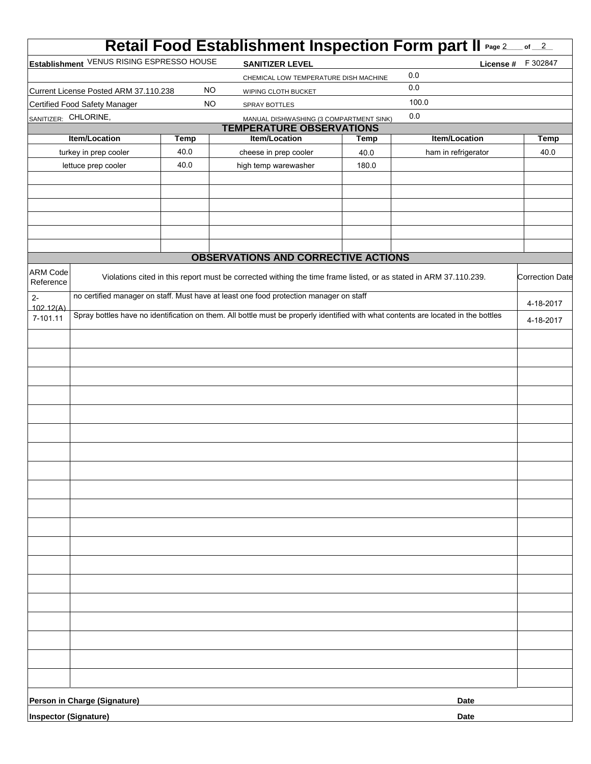# Retail Food Establishment Inspection Form part II

| | | | |
|---|---|---|---|
| **Establishment** VENUS RISING ESPRESSO HOUSE | | **SANITIZER LEVEL** | **License #** F 302847 |
| | | CHEMICAL LOW TEMPERATURE DISH MACHINE | 0.0 |
| Current License Posted ARM 37.110.238 | NO | WIPING CLOTH BUCKET | 0.0 |
| Certified Food Safety Manager | NO | SPRAY BOTTLES | 100.0 |
| SANITIZER: CHLORINE, | | MANUAL DISHWASHING (3 COMPARTMENT SINK) | 0.0 |

## TEMPERATURE OBSERVATIONS

| Item/Location | Temp | Item/Location | Temp | Item/Location | Temp |
|---|---|---|---|---|---|
| turkey in prep cooler | 40.0 | cheese in prep cooler | 40.0 | ham in refrigerator | 40.0 |
| lettuce prep cooler | 40.0 | high temp warewasher | 180.0 | | |

## OBSERVATIONS AND CORRECTIVE ACTIONS

| ARM Code Reference | Violations cited in this report must be corrected withing the time frame listed, or as stated in ARM 37.110.239. | Correction Date |
|---|---|---|
| 2-102.12(A) | no certified manager on staff. Must have at least one food protection manager on staff | 4-18-2017 |
| 7-101.11 | Spray bottles have no identification on them. All bottle must be properly identified with what contents are located in the bottles | 4-18-2017 |

**Person in Charge (Signature)** **Date**

**Inspector (Signature)** **Date**